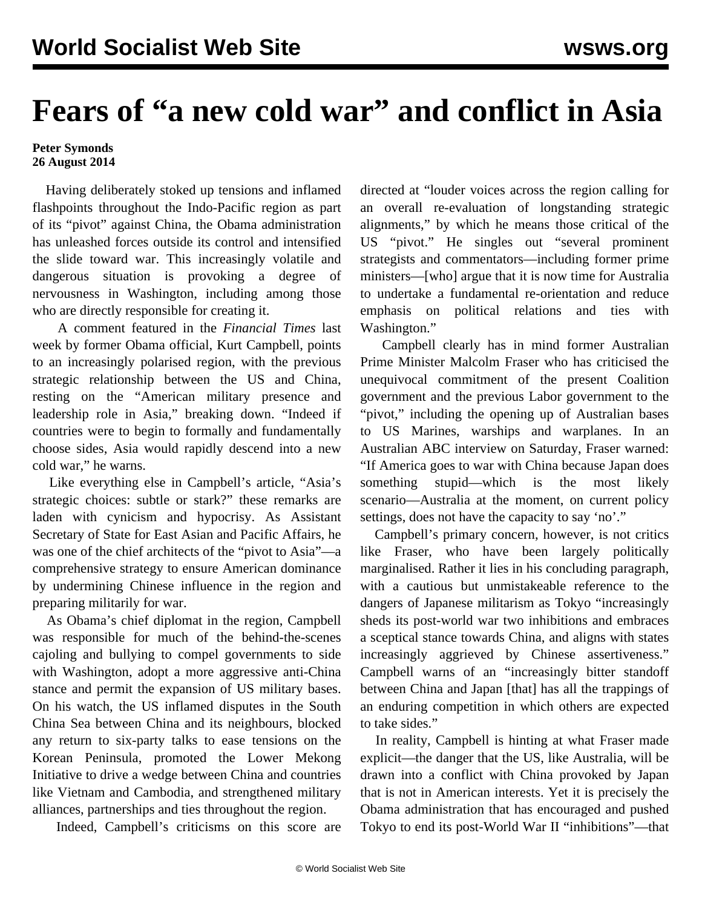# Fears of "a new cold war" and conflict in Asia

**Peter Symonds**
**26 August 2014**

Having deliberately stoked up tensions and inflamed flashpoints throughout the Indo-Pacific region as part of its "pivot" against China, the Obama administration has unleashed forces outside its control and intensified the slide toward war. This increasingly volatile and dangerous situation is provoking a degree of nervousness in Washington, including among those who are directly responsible for creating it.

A comment featured in the *Financial Times* last week by former Obama official, Kurt Campbell, points to an increasingly polarised region, with the previous strategic relationship between the US and China, resting on the "American military presence and leadership role in Asia," breaking down. "Indeed if countries were to begin to formally and fundamentally choose sides, Asia would rapidly descend into a new cold war," he warns.

Like everything else in Campbell's article, "Asia's strategic choices: subtle or stark?" these remarks are laden with cynicism and hypocrisy. As Assistant Secretary of State for East Asian and Pacific Affairs, he was one of the chief architects of the "pivot to Asia"—a comprehensive strategy to ensure American dominance by undermining Chinese influence in the region and preparing militarily for war.

As Obama's chief diplomat in the region, Campbell was responsible for much of the behind-the-scenes cajoling and bullying to compel governments to side with Washington, adopt a more aggressive anti-China stance and permit the expansion of US military bases. On his watch, the US inflamed disputes in the South China Sea between China and its neighbours, blocked any return to six-party talks to ease tensions on the Korean Peninsula, promoted the Lower Mekong Initiative to drive a wedge between China and countries like Vietnam and Cambodia, and strengthened military alliances, partnerships and ties throughout the region.

Indeed, Campbell's criticisms on this score are directed at "louder voices across the region calling for an overall re-evaluation of longstanding strategic alignments," by which he means those critical of the US "pivot." He singles out "several prominent strategists and commentators—including former prime ministers—[who] argue that it is now time for Australia to undertake a fundamental re-orientation and reduce emphasis on political relations and ties with Washington."

Campbell clearly has in mind former Australian Prime Minister Malcolm Fraser who has criticised the unequivocal commitment of the present Coalition government and the previous Labor government to the "pivot," including the opening up of Australian bases to US Marines, warships and warplanes. In an Australian ABC interview on Saturday, Fraser warned: "If America goes to war with China because Japan does something stupid—which is the most likely scenario—Australia at the moment, on current policy settings, does not have the capacity to say 'no'."

Campbell's primary concern, however, is not critics like Fraser, who have been largely politically marginalised. Rather it lies in his concluding paragraph, with a cautious but unmistakeable reference to the dangers of Japanese militarism as Tokyo "increasingly sheds its post-world war two inhibitions and embraces a sceptical stance towards China, and aligns with states increasingly aggrieved by Chinese assertiveness." Campbell warns of an "increasingly bitter standoff between China and Japan [that] has all the trappings of an enduring competition in which others are expected to take sides."

In reality, Campbell is hinting at what Fraser made explicit—the danger that the US, like Australia, will be drawn into a conflict with China provoked by Japan that is not in American interests. Yet it is precisely the Obama administration that has encouraged and pushed Tokyo to end its post-World War II "inhibitions"—that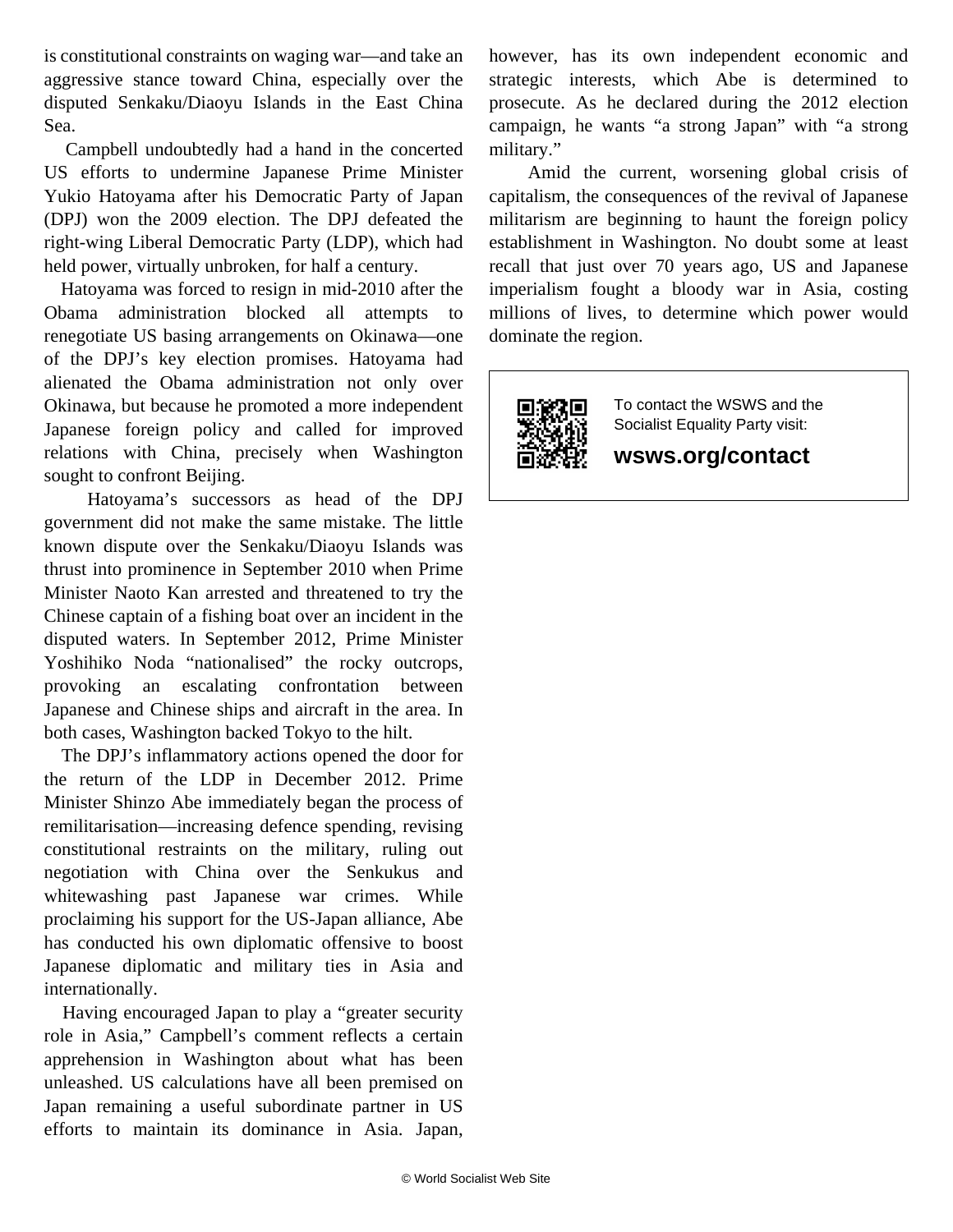is constitutional constraints on waging war—and take an aggressive stance toward China, especially over the disputed Senkaku/Diaoyu Islands in the East China Sea.

Campbell undoubtedly had a hand in the concerted US efforts to undermine Japanese Prime Minister Yukio Hatoyama after his Democratic Party of Japan (DPJ) won the 2009 election. The DPJ defeated the right-wing Liberal Democratic Party (LDP), which had held power, virtually unbroken, for half a century.

Hatoyama was forced to resign in mid-2010 after the Obama administration blocked all attempts to renegotiate US basing arrangements on Okinawa—one of the DPJ's key election promises. Hatoyama had alienated the Obama administration not only over Okinawa, but because he promoted a more independent Japanese foreign policy and called for improved relations with China, precisely when Washington sought to confront Beijing.

Hatoyama's successors as head of the DPJ government did not make the same mistake. The little known dispute over the Senkaku/Diaoyu Islands was thrust into prominence in September 2010 when Prime Minister Naoto Kan arrested and threatened to try the Chinese captain of a fishing boat over an incident in the disputed waters. In September 2012, Prime Minister Yoshihiko Noda "nationalised" the rocky outcrops, provoking an escalating confrontation between Japanese and Chinese ships and aircraft in the area. In both cases, Washington backed Tokyo to the hilt.

The DPJ's inflammatory actions opened the door for the return of the LDP in December 2012. Prime Minister Shinzo Abe immediately began the process of remilitarisation—increasing defence spending, revising constitutional restraints on the military, ruling out negotiation with China over the Senkukus and whitewashing past Japanese war crimes. While proclaiming his support for the US-Japan alliance, Abe has conducted his own diplomatic offensive to boost Japanese diplomatic and military ties in Asia and internationally.

Having encouraged Japan to play a "greater security role in Asia," Campbell's comment reflects a certain apprehension in Washington about what has been unleashed. US calculations have all been premised on Japan remaining a useful subordinate partner in US efforts to maintain its dominance in Asia. Japan, however, has its own independent economic and strategic interests, which Abe is determined to prosecute. As he declared during the 2012 election campaign, he wants "a strong Japan" with "a strong military."

Amid the current, worsening global crisis of capitalism, the consequences of the revival of Japanese militarism are beginning to haunt the foreign policy establishment in Washington. No doubt some at least recall that just over 70 years ago, US and Japanese imperialism fought a bloody war in Asia, costing millions of lives, to determine which power would dominate the region.

To contact the WSWS and the Socialist Equality Party visit:

**wsws.org/contact**